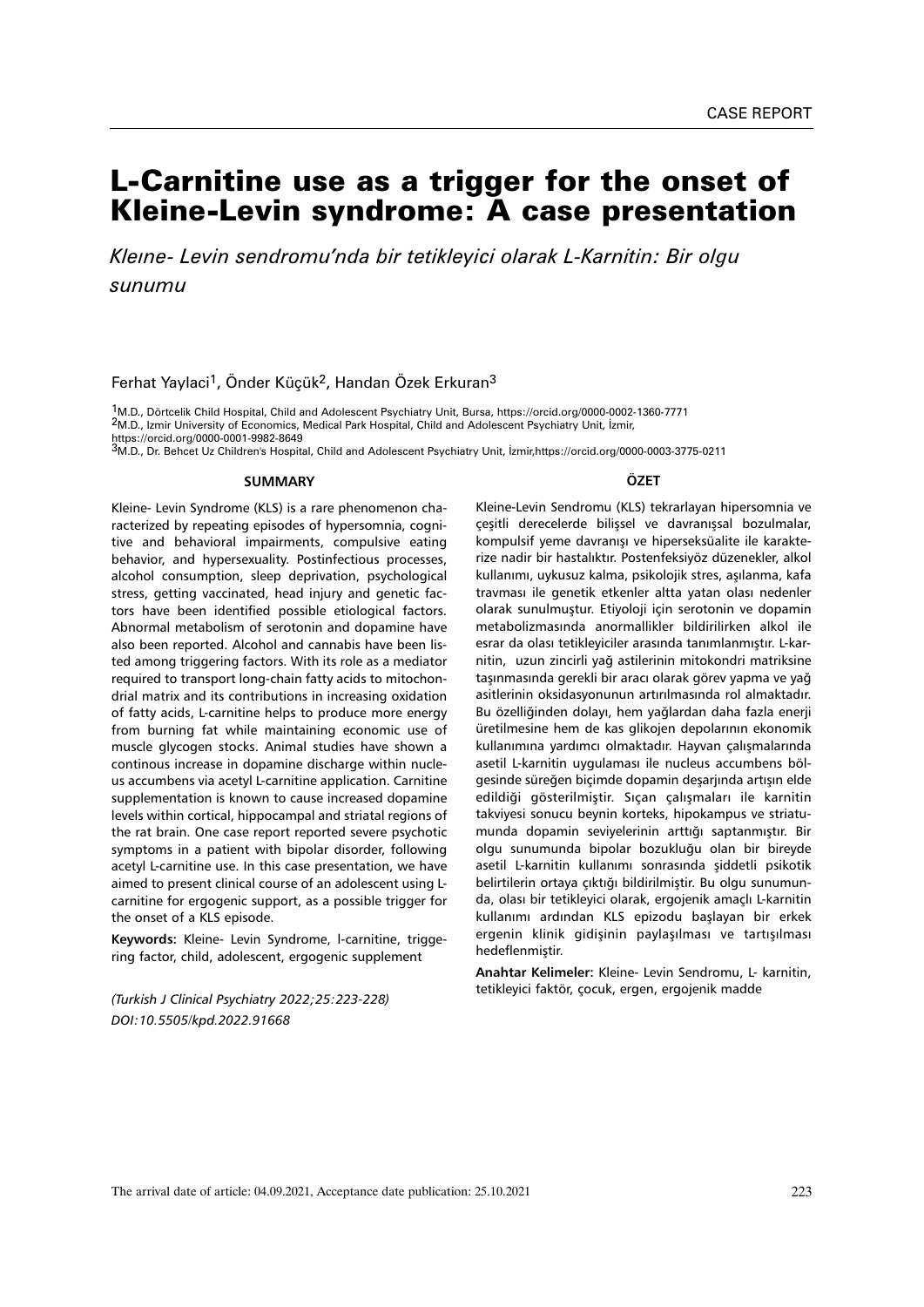CASE REPORT

# L-Carnitine use as a trigger for the onset of Kleine-Levin syndrome: A case presentation

*Kleıne- Levin sendromu'nda bir tetikleyici olarak L-Karnitin: Bir olgu sunumu*

Ferhat Yaylaci[1], Önder Küçük[2], Handan Özek Erkuran[3]

[1]M.D., Dörtcelik Child Hospital, Child and Adolescent Psychiatry Unit, Bursa, https://orcid.org/0000-0002-1360-7771
[2]M.D., Izmir University of Economics, Medical Park Hospital, Child and Adolescent Psychiatry Unit, İzmir, https://orcid.org/0000-0001-9982-8649
[3]M.D., Dr. Behcet Uz Children's Hospital, Child and Adolescent Psychiatry Unit, İzmir,https://orcid.org/0000-0003-3775-0211

## SUMMARY

Kleine- Levin Syndrome (KLS) is a rare phenomenon characterized by repeating episodes of hypersomnia, cognitive and behavioral impairments, compulsive eating behavior, and hypersexuality. Postinfectious processes, alcohol consumption, sleep deprivation, psychological stress, getting vaccinated, head injury and genetic factors have been identified possible etiological factors. Abnormal metabolism of serotonin and dopamine have also been reported. Alcohol and cannabis have been listed among triggering factors. With its role as a mediator required to transport long-chain fatty acids to mitochondrial matrix and its contributions in increasing oxidation of fatty acids, L-carnitine helps to produce more energy from burning fat while maintaining economic use of muscle glycogen stocks. Animal studies have shown a continous increase in dopamine discharge within nucleus accumbens via acetyl L-carnitine application. Carnitine supplementation is known to cause increased dopamine levels within cortical, hippocampal and striatal regions of the rat brain. One case report reported severe psychotic symptoms in a patient with bipolar disorder, following acetyl L-carnitine use. In this case presentation, we have aimed to present clinical course of an adolescent using L-carnitine for ergogenic support, as a possible trigger for the onset of a KLS episode.

**Keywords:** Kleine- Levin Syndrome, l-carnitine, triggering factor, child, adolescent, ergogenic supplement

*(Turkish J Clinical Psychiatry 2022;25:223-228)*
*DOI:10.5505/kpd.2022.91668*

## ÖZET

Kleine-Levin Sendromu (KLS) tekrarlayan hipersomnia ve çeşitli derecelerde bilişsel ve davranışsal bozulmalar, kompulsif yeme davranışı ve hiperseksüalite ile karakterize nadir bir hastalıktır. Postenfeksiyöz düzenekler, alkol kullanımı, uykusuz kalma, psikolojik stres, aşılanma, kafa travması ile genetik etkenler altta yatan olası nedenler olarak sunulmuştur. Etiyoloji için serotonin ve dopamin metabolizmasında anormallikler bildirilirken alkol ile esrar da olası tetikleyiciler arasında tanımlanmıştır. L-karnitin, uzun zincirli yağ asitlerinin mitokondri matriksine taşınmasında gerekli bir aracı olarak görev yapma ve yağ asitlerinin oksidasyonunun artırılmasında rol almaktadır. Bu özelliğinden dolayı, hem yağlardan daha fazla enerji üretilmesine hem de kas glikojen depolarının ekonomik kullanımına yardımcı olmaktadır. Hayvan çalışmalarında asetil L-karnitin uygulaması ile nucleus accumbens bölgesinde süreğen biçimde dopamin deşarjında artışın elde edildiği gösterilmiştir. Sıçan çalışmaları ile karnitin takviyesi sonucu beynin korteks, hipokampus ve striatumunda dopamin seviyelerinin arttığı saptanmıştır. Bir olgu sunumunda bipolar bozukluğu olan bir bireyde asetil L-karnitin kullanımı sonrasında şiddetli psikotik belirtilerin ortaya çıktığı bildirilmiştir. Bu olgu sunumunda, olası bir tetikleyici olarak, ergojenik amaçlı L-karnitin kullanımı ardından KLS epizodu başlayan bir erkek ergenin klinik gidişinin paylaşılması ve tartışılması hedeflenmiştir.

**Anahtar Kelimeler:** Kleine- Levin Sendromu, L- karnitin, tetikleyici faktör, çocuk, ergen, ergojenik madde

The arrival date of article: 04.09.2021, Acceptance date publication: 25.10.2021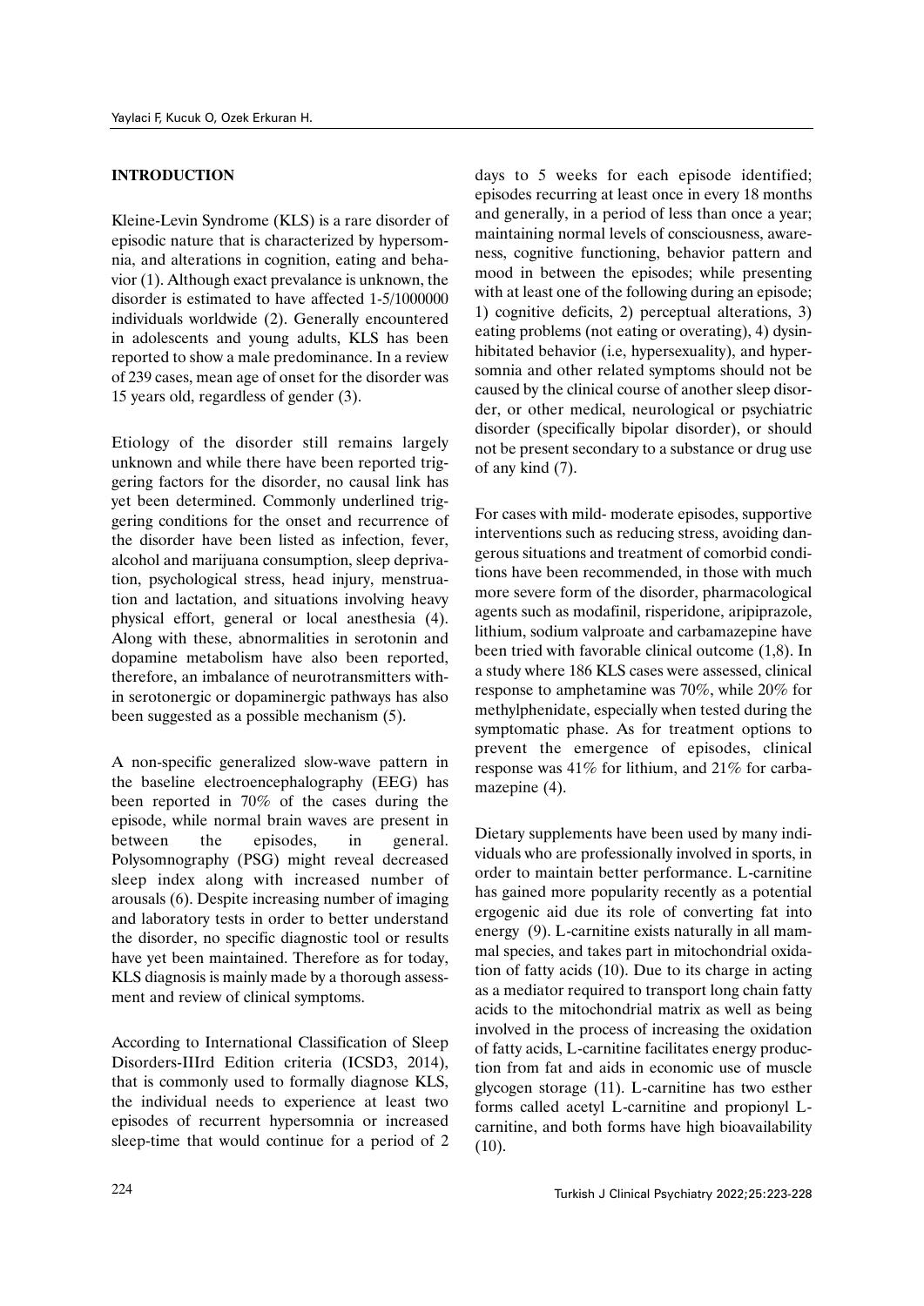## INTRODUCTION

Kleine-Levin Syndrome (KLS) is a rare disorder of episodic nature that is characterized by hypersomnia, and alterations in cognition, eating and behavior (1). Although exact prevalance is unknown, the disorder is estimated to have affected 1-5/1000000 individuals worldwide (2). Generally encountered in adolescents and young adults, KLS has been reported to show a male predominance. In a review of 239 cases, mean age of onset for the disorder was 15 years old, regardless of gender (3).

Etiology of the disorder still remains largely unknown and while there have been reported triggering factors for the disorder, no causal link has yet been determined. Commonly underlined triggering conditions for the onset and recurrence of the disorder have been listed as infection, fever, alcohol and marijuana consumption, sleep deprivation, psychological stress, head injury, menstruation and lactation, and situations involving heavy physical effort, general or local anesthesia (4). Along with these, abnormalities in serotonin and dopamine metabolism have also been reported, therefore, an imbalance of neurotransmitters within serotonergic or dopaminergic pathways has also been suggested as a possible mechanism (5).

A non-specific generalized slow-wave pattern in the baseline electroencephalography (EEG) has been reported in 70% of the cases during the episode, while normal brain waves are present in between the episodes, in general. Polysomnography (PSG) might reveal decreased sleep index along with increased number of arousals (6). Despite increasing number of imaging and laboratory tests in order to better understand the disorder, no specific diagnostic tool or results have yet been maintained. Therefore as for today, KLS diagnosis is mainly made by a thorough assessment and review of clinical symptoms.

According to International Classification of Sleep Disorders-IIIrd Edition criteria (ICSD3, 2014), that is commonly used to formally diagnose KLS, the individual needs to experience at least two episodes of recurrent hypersomnia or increased sleep-time that would continue for a period of 2 days to 5 weeks for each episode identified; episodes recurring at least once in every 18 months and generally, in a period of less than once a year; maintaining normal levels of consciousness, awareness, cognitive functioning, behavior pattern and mood in between the episodes; while presenting with at least one of the following during an episode; 1) cognitive deficits, 2) perceptual alterations, 3) eating problems (not eating or overating), 4) dysinhibitated behavior (i.e, hypersexuality), and hypersomnia and other related symptoms should not be caused by the clinical course of another sleep disorder, or other medical, neurological or psychiatric disorder (specifically bipolar disorder), or should not be present secondary to a substance or drug use of any kind (7).

For cases with mild- moderate episodes, supportive interventions such as reducing stress, avoiding dangerous situations and treatment of comorbid conditions have been recommended, in those with much more severe form of the disorder, pharmacological agents such as modafinil, risperidone, aripiprazole, lithium, sodium valproate and carbamazepine have been tried with favorable clinical outcome (1,8). In a study where 186 KLS cases were assessed, clinical response to amphetamine was 70%, while 20% for methylphenidate, especially when tested during the symptomatic phase. As for treatment options to prevent the emergence of episodes, clinical response was 41% for lithium, and 21% for carbamazepine (4).

Dietary supplements have been used by many individuals who are professionally involved in sports, in order to maintain better performance. L-carnitine has gained more popularity recently as a potential ergogenic aid due its role of converting fat into energy (9). L-carnitine exists naturally in all mammal species, and takes part in mitochondrial oxidation of fatty acids (10). Due to its charge in acting as a mediator required to transport long chain fatty acids to the mitochondrial matrix as well as being involved in the process of increasing the oxidation of fatty acids, L-carnitine facilitates energy production from fat and aids in economic use of muscle glycogen storage (11). L-carnitine has two esther forms called acetyl L-carnitine and propionyl L-carnitine, and both forms have high bioavailability (10).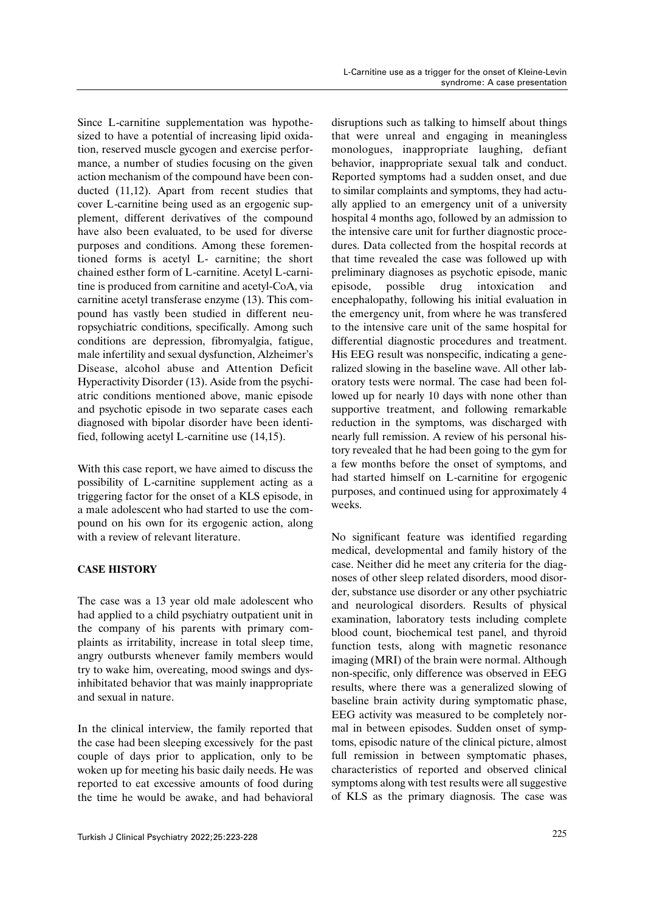Since L-carnitine supplementation was hypothesized to have a potential of increasing lipid oxidation, reserved muscle gycogen and exercise performance, a number of studies focusing on the given action mechanism of the compound have been conducted (11,12). Apart from recent studies that cover L-carnitine being used as an ergogenic supplement, different derivatives of the compound have also been evaluated, to be used for diverse purposes and conditions. Among these forementioned forms is acetyl L- carnitine; the short chained esther form of L-carnitine. Acetyl L-carnitine is produced from carnitine and acetyl-CoA, via carnitine acetyl transferase enzyme (13). This compound has vastly been studied in different neuropsychiatric conditions, specifically. Among such conditions are depression, fibromyalgia, fatigue, male infertility and sexual dysfunction, Alzheimer's Disease, alcohol abuse and Attention Deficit Hyperactivity Disorder (13). Aside from the psychiatric conditions mentioned above, manic episode and psychotic episode in two separate cases each diagnosed with bipolar disorder have been identified, following acetyl L-carnitine use (14,15).

With this case report, we have aimed to discuss the possibility of L-carnitine supplement acting as a triggering factor for the onset of a KLS episode, in a male adolescent who had started to use the compound on his own for its ergogenic action, along with a review of relevant literature.

## CASE HISTORY

The case was a 13 year old male adolescent who had applied to a child psychiatry outpatient unit in the company of his parents with primary complaints as irritability, increase in total sleep time, angry outbursts whenever family members would try to wake him, overeating, mood swings and dysinhibitated behavior that was mainly inappropriate and sexual in nature.

In the clinical interview, the family reported that the case had been sleeping excessively for the past couple of days prior to application, only to be woken up for meeting his basic daily needs. He was reported to eat excessive amounts of food during the time he would be awake, and had behavioral disruptions such as talking to himself about things that were unreal and engaging in meaningless monologues, inappropriate laughing, defiant behavior, inappropriate sexual talk and conduct. Reported symptoms had a sudden onset, and due to similar complaints and symptoms, they had actually applied to an emergency unit of a university hospital 4 months ago, followed by an admission to the intensive care unit for further diagnostic procedures. Data collected from the hospital records at that time revealed the case was followed up with preliminary diagnoses as psychotic episode, manic episode, possible drug intoxication and encephalopathy, following his initial evaluation in the emergency unit, from where he was transfered to the intensive care unit of the same hospital for differential diagnostic procedures and treatment. His EEG result was nonspecific, indicating a generalized slowing in the baseline wave. All other laboratory tests were normal. The case had been followed up for nearly 10 days with none other than supportive treatment, and following remarkable reduction in the symptoms, was discharged with nearly full remission. A review of his personal history revealed that he had been going to the gym for a few months before the onset of symptoms, and had started himself on L-carnitine for ergogenic purposes, and continued using for approximately 4 weeks.

No significant feature was identified regarding medical, developmental and family history of the case. Neither did he meet any criteria for the diagnoses of other sleep related disorders, mood disorder, substance use disorder or any other psychiatric and neurological disorders. Results of physical examination, laboratory tests including complete blood count, biochemical test panel, and thyroid function tests, along with magnetic resonance imaging (MRI) of the brain were normal. Although non-specific, only difference was observed in EEG results, where there was a generalized slowing of baseline brain activity during symptomatic phase, EEG activity was measured to be completely normal in between episodes. Sudden onset of symptoms, episodic nature of the clinical picture, almost full remission in between symptomatic phases, characteristics of reported and observed clinical symptoms along with test results were all suggestive of KLS as the primary diagnosis. The case was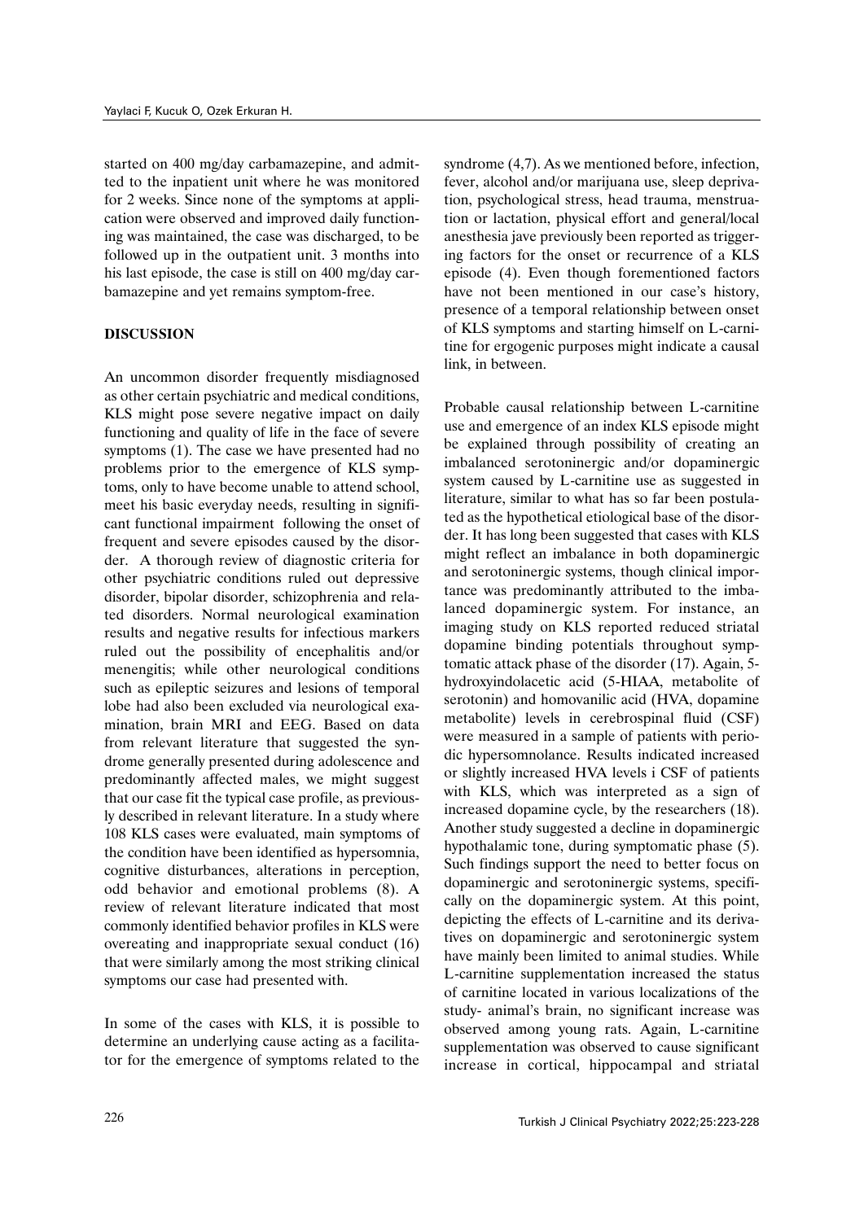started on 400 mg/day carbamazepine, and admitted to the inpatient unit where he was monitored for 2 weeks. Since none of the symptoms at application were observed and improved daily functioning was maintained, the case was discharged, to be followed up in the outpatient unit. 3 months into his last episode, the case is still on 400 mg/day carbamazepine and yet remains symptom-free.

## DISCUSSION

An uncommon disorder frequently misdiagnosed as other certain psychiatric and medical conditions, KLS might pose severe negative impact on daily functioning and quality of life in the face of severe symptoms (1). The case we have presented had no problems prior to the emergence of KLS symptoms, only to have become unable to attend school, meet his basic everyday needs, resulting in significant functional impairment following the onset of frequent and severe episodes caused by the disorder. A thorough review of diagnostic criteria for other psychiatric conditions ruled out depressive disorder, bipolar disorder, schizophrenia and related disorders. Normal neurological examination results and negative results for infectious markers ruled out the possibility of encephalitis and/or menengitis; while other neurological conditions such as epileptic seizures and lesions of temporal lobe had also been excluded via neurological examination, brain MRI and EEG. Based on data from relevant literature that suggested the syndrome generally presented during adolescence and predominantly affected males, we might suggest that our case fit the typical case profile, as previously described in relevant literature. In a study where 108 KLS cases were evaluated, main symptoms of the condition have been identified as hypersomnia, cognitive disturbances, alterations in perception, odd behavior and emotional problems (8). A review of relevant literature indicated that most commonly identified behavior profiles in KLS were overeating and inappropriate sexual conduct (16) that were similarly among the most striking clinical symptoms our case had presented with.

In some of the cases with KLS, it is possible to determine an underlying cause acting as a facilitator for the emergence of symptoms related to the syndrome (4,7). As we mentioned before, infection, fever, alcohol and/or marijuana use, sleep deprivation, psychological stress, head trauma, menstruation or lactation, physical effort and general/local anesthesia jave previously been reported as triggering factors for the onset or recurrence of a KLS episode (4). Even though forementioned factors have not been mentioned in our case's history, presence of a temporal relationship between onset of KLS symptoms and starting himself on L-carnitine for ergogenic purposes might indicate a causal link, in between.

Probable causal relationship between L-carnitine use and emergence of an index KLS episode might be explained through possibility of creating an imbalanced serotoninergic and/or dopaminergic system caused by L-carnitine use as suggested in literature, similar to what has so far been postulated as the hypothetical etiological base of the disorder. It has long been suggested that cases with KLS might reflect an imbalance in both dopaminergic and serotoninergic systems, though clinical importance was predominantly attributed to the imbalanced dopaminergic system. For instance, an imaging study on KLS reported reduced striatal dopamine binding potentials throughout symptomatic attack phase of the disorder (17). Again, 5-hydroxyindolacetic acid (5-HIAA, metabolite of serotonin) and homovanilic acid (HVA, dopamine metabolite) levels in cerebrospinal fluid (CSF) were measured in a sample of patients with periodic hypersomnolance. Results indicated increased or slightly increased HVA levels i CSF of patients with KLS, which was interpreted as a sign of increased dopamine cycle, by the researchers (18). Another study suggested a decline in dopaminergic hypothalamic tone, during symptomatic phase (5). Such findings support the need to better focus on dopaminergic and serotoninergic systems, specifically on the dopaminergic system. At this point, depicting the effects of L-carnitine and its derivatives on dopaminergic and serotoninergic system have mainly been limited to animal studies. While L-carnitine supplementation increased the status of carnitine located in various localizations of the study- animal's brain, no significant increase was observed among young rats. Again, L-carnitine supplementation was observed to cause significant increase in cortical, hippocampal and striatal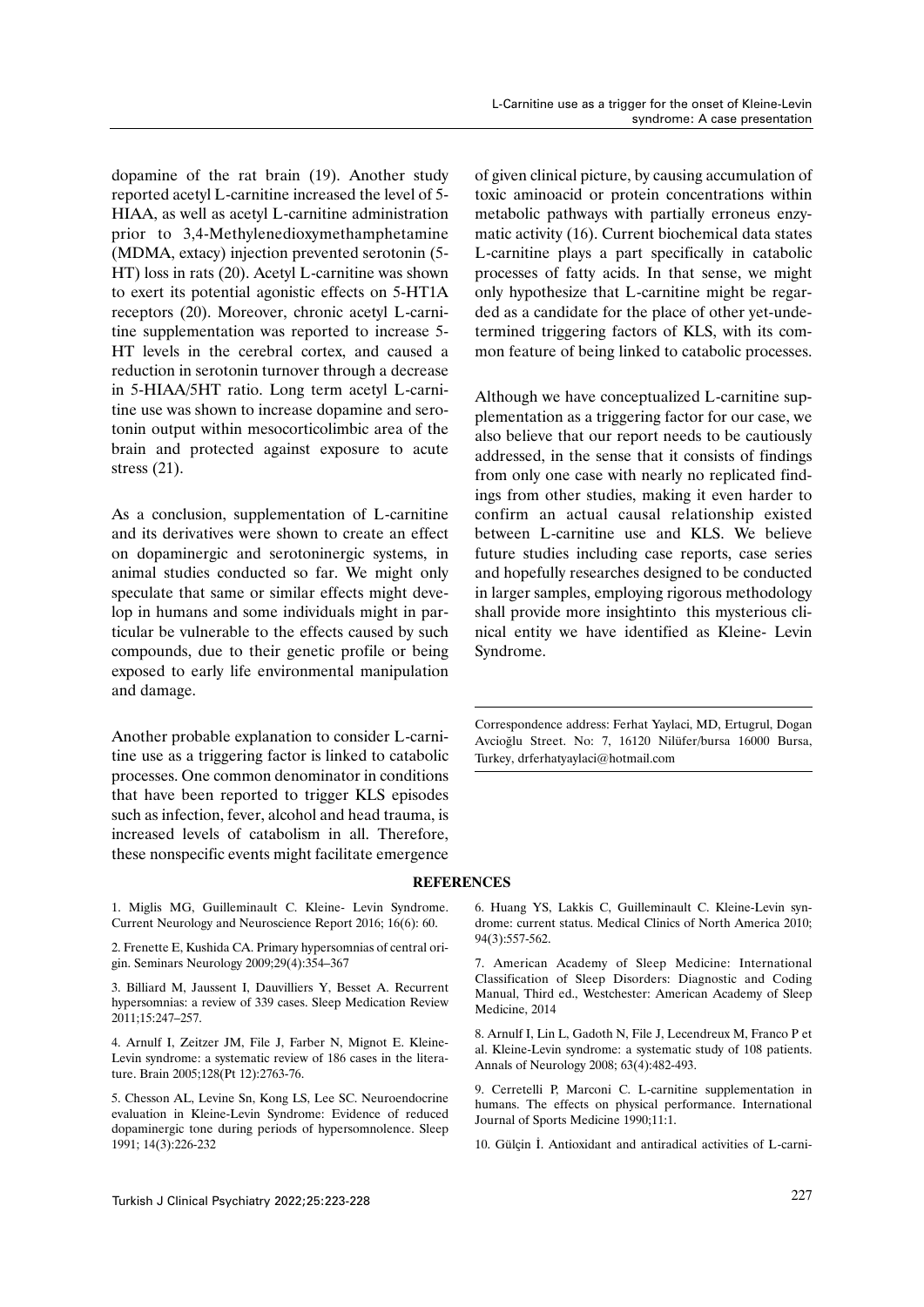dopamine of the rat brain (19). Another study reported acetyl L-carnitine increased the level of 5-HIAA, as well as acetyl L-carnitine administration prior to 3,4-Methylenedioxymethamphetamine (MDMA, extacy) injection prevented serotonin (5-HT) loss in rats (20). Acetyl L-carnitine was shown to exert its potential agonistic effects on 5-HT1A receptors (20). Moreover, chronic acetyl L-carnitine supplementation was reported to increase 5-HT levels in the cerebral cortex, and caused a reduction in serotonin turnover through a decrease in 5-HIAA/5HT ratio. Long term acetyl L-carnitine use was shown to increase dopamine and serotonin output within mesocorticolimbic area of the brain and protected against exposure to acute stress (21).

As a conclusion, supplementation of L-carnitine and its derivatives were shown to create an effect on dopaminergic and serotoninergic systems, in animal studies conducted so far. We might only speculate that same or similar effects might develop in humans and some individuals might in particular be vulnerable to the effects caused by such compounds, due to their genetic profile or being exposed to early life environmental manipulation and damage.

Another probable explanation to consider L-carnitine use as a triggering factor is linked to catabolic processes. One common denominator in conditions that have been reported to trigger KLS episodes such as infection, fever, alcohol and head trauma, is increased levels of catabolism in all. Therefore, these nonspecific events might facilitate emergence of given clinical picture, by causing accumulation of toxic aminoacid or protein concentrations within metabolic pathways with partially erroneus enzymatic activity (16). Current biochemical data states L-carnitine plays a part specifically in catabolic processes of fatty acids. In that sense, we might only hypothesize that L-carnitine might be regarded as a candidate for the place of other yet-undetermined triggering factors of KLS, with its common feature of being linked to catabolic processes.

Although we have conceptualized L-carnitine supplementation as a triggering factor for our case, we also believe that our report needs to be cautiously addressed, in the sense that it consists of findings from only one case with nearly no replicated findings from other studies, making it even harder to confirm an actual causal relationship existed between L-carnitine use and KLS. We believe future studies including case reports, case series and hopefully researches designed to be conducted in larger samples, employing rigorous methodology shall provide more insightinto this mysterious clinical entity we have identified as Kleine- Levin Syndrome.

Correspondence address: Ferhat Yaylaci, MD, Ertugrul, Dogan Avcioğlu Street. No: 7, 16120 Nilüfer/bursa 16000 Bursa, Turkey, drferhatyaylaci@hotmail.com

## REFERENCES

1. Miglis MG, Guilleminault C. Kleine- Levin Syndrome. Current Neurology and Neuroscience Report 2016; 16(6): 60.

2. Frenette E, Kushida CA. Primary hypersomnias of central origin. Seminars Neurology 2009;29(4):354–367

3. Billiard M, Jaussent I, Dauvilliers Y, Besset A. Recurrent hypersomnias: a review of 339 cases. Sleep Medication Review 2011;15:247–257.

4. Arnulf I, Zeitzer JM, File J, Farber N, Mignot E. Kleine-Levin syndrome: a systematic review of 186 cases in the literature. Brain 2005;128(Pt 12):2763-76.

5. Chesson AL, Levine Sn, Kong LS, Lee SC. Neuroendocrine evaluation in Kleine-Levin Syndrome: Evidence of reduced dopaminergic tone during periods of hypersomnolence. Sleep 1991; 14(3):226-232

6. Huang YS, Lakkis C, Guilleminault C. Kleine-Levin syndrome: current status. Medical Clinics of North America 2010; 94(3):557-562.

7. American Academy of Sleep Medicine: International Classification of Sleep Disorders: Diagnostic and Coding Manual, Third ed., Westchester: American Academy of Sleep Medicine, 2014

8. Arnulf I, Lin L, Gadoth N, File J, Lecendreux M, Franco P et al. Kleine-Levin syndrome: a systematic study of 108 patients. Annals of Neurology 2008; 63(4):482-493.

9. Cerretelli P, Marconi C. L-carnitine supplementation in humans. The effects on physical performance. International Journal of Sports Medicine 1990;11:1.

10. Gülçin İ. Antioxidant and antiradical activities of L-carni-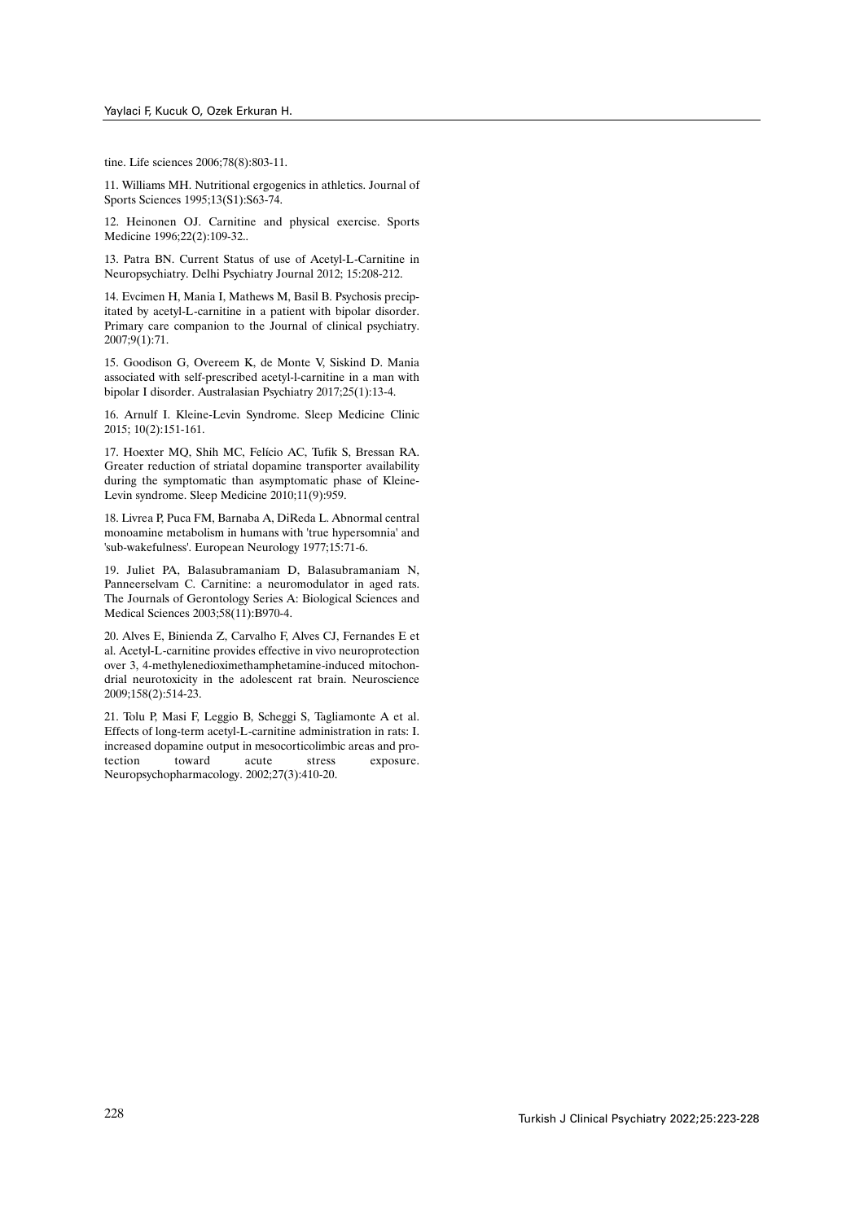tine. Life sciences 2006;78(8):803-11.

11. Williams MH. Nutritional ergogenics in athletics. Journal of Sports Sciences 1995;13(S1):S63-74.

12. Heinonen OJ. Carnitine and physical exercise. Sports Medicine 1996;22(2):109-32..

13. Patra BN. Current Status of use of Acetyl-L-Carnitine in Neuropsychiatry. Delhi Psychiatry Journal 2012; 15:208-212.

14. Evcimen H, Mania I, Mathews M, Basil B. Psychosis precipitated by acetyl-L-carnitine in a patient with bipolar disorder. Primary care companion to the Journal of clinical psychiatry. 2007;9(1):71.

15. Goodison G, Overeem K, de Monte V, Siskind D. Mania associated with self-prescribed acetyl-l-carnitine in a man with bipolar I disorder. Australasian Psychiatry 2017;25(1):13-4.

16. Arnulf I. Kleine-Levin Syndrome. Sleep Medicine Clinic 2015; 10(2):151-161.

17. Hoexter MQ, Shih MC, Felício AC, Tufik S, Bressan RA. Greater reduction of striatal dopamine transporter availability during the symptomatic than asymptomatic phase of Kleine-Levin syndrome. Sleep Medicine 2010;11(9):959.

18. Livrea P, Puca FM, Barnaba A, DiReda L. Abnormal central monoamine metabolism in humans with 'true hypersomnia' and 'sub-wakefulness'. European Neurology 1977;15:71-6.

19. Juliet PA, Balasubramaniam D, Balasubramaniam N, Panneerselvam C. Carnitine: a neuromodulator in aged rats. The Journals of Gerontology Series A: Biological Sciences and Medical Sciences 2003;58(11):B970-4.

20. Alves E, Binienda Z, Carvalho F, Alves CJ, Fernandes E et al. Acetyl-L-carnitine provides effective in vivo neuroprotection over 3, 4-methylenedioximethamphetamine-induced mitochondrial neurotoxicity in the adolescent rat brain. Neuroscience 2009;158(2):514-23.

21. Tolu P, Masi F, Leggio B, Scheggi S, Tagliamonte A et al. Effects of long-term acetyl-L-carnitine administration in rats: I. increased dopamine output in mesocorticolimbic areas and protection toward acute stress exposure. Neuropsychopharmacology. 2002;27(3):410-20.